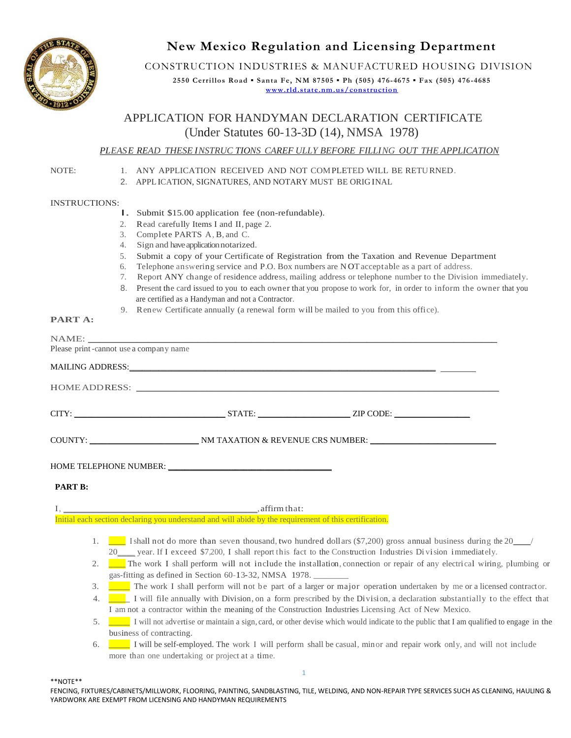# New Mexico Regulation and Licensing Department

CONSTRUCTION INDUSTRIES & MANUFACTURED HOUSING DIVISION

**2550 Cerrillos Road ▪ Santa Fe, NM 87505 ▪ Ph (505) 476-4675 ▪ Fax (505) 476-4685**

www.rld.state.nm.us/construction

## APPLICATION FOR HANDYMAN DECLARATION CERTIFICATE
## (Under Statutes 60-13-3D (14), NMSA 1978)

*PLEASE READ THESE INSTRUCTIONS CAREFULLY BEFORE FILLING OUT THE APPLICATION*

NOTE:
1. ANY APPLICATION RECEIVED AND NOT COMPLETED WILL BE RETURNED.
2. APPLICATION, SIGNATURES, AND NOTARY MUST BE ORIGINAL

INSTRUCTIONS:
1. Submit $15.00 application fee (non-refundable).
2. Read carefully Items I and II, page 2.
3. Complete PARTS A, B, and C.
4. Sign and have application notarized.
5. Submit a copy of your Certificate of Registration from the Taxation and Revenue Department
6. Telephone answering service and P.O. Box numbers are NOT acceptable as a part of address.
7. Report ANY change of residence address, mailing address or telephone number to the Division immediately.
8. Present the card issued to you to each owner that you propose to work for, in order to inform the owner that you are certified as a Handyman and not a Contractor.
9. Renew Certificate annually (a renewal form will be mailed to you from this office).

**PART A:**

NAME: ______________________________________________
Please print -cannot use a company name

MAILING ADDRESS: ______________________________________________ ________

HOME ADDRESS: ______________________________________________

CITY: ____________________ STATE: ______________ ZIP CODE: ____________

COUNTY: ________________ NM TAXATION & REVENUE CRS NUMBER: ____________________

HOME TELEPHONE NUMBER: ________________________

**PART B:**

I, ______________________________, affirm that:

Initial each section declaring you understand and will abide by the requirement of this certification.

1. ____ I shall not do more than seven thousand, two hundred dollars ($7,200) gross annual business during the 20____/ 20____ year. If I exceed $7,200, I shall report this fact to the Construction Industries Division immediately.
2. ____ The work I shall perform will not include the installation, connection or repair of any electrical wiring, plumbing or gas-fitting as defined in Section 60-13-32, NMSA 1978. ________
3. ____ The work I shall perform will not be part of a larger or major operation undertaken by me or a licensed contractor.
4. ____ I will file annually with Division, on a form prescribed by the Division, a declaration substantially to the effect that I am not a contractor within the meaning of the Construction Industries Licensing Act of New Mexico.
5. ____ I will not advertise or maintain a sign, card, or other devise which would indicate to the public that I am qualified to engage in the business of contracting.
6. ____ I will be self-employed. The work I will perform shall be casual, minor and repair work only, and will not include more than one undertaking or project at a time.

**NOTE**

FENCING, FIXTURES/CABINETS/MILLWORK, FLOORING, PAINTING, SANDBLASTING, TILE, WELDING, AND NON-REPAIR TYPE SERVICES SUCH AS CLEANING, HAULING & YARDWORK ARE EXEMPT FROM LICENSING AND HANDYMAN REQUIREMENTS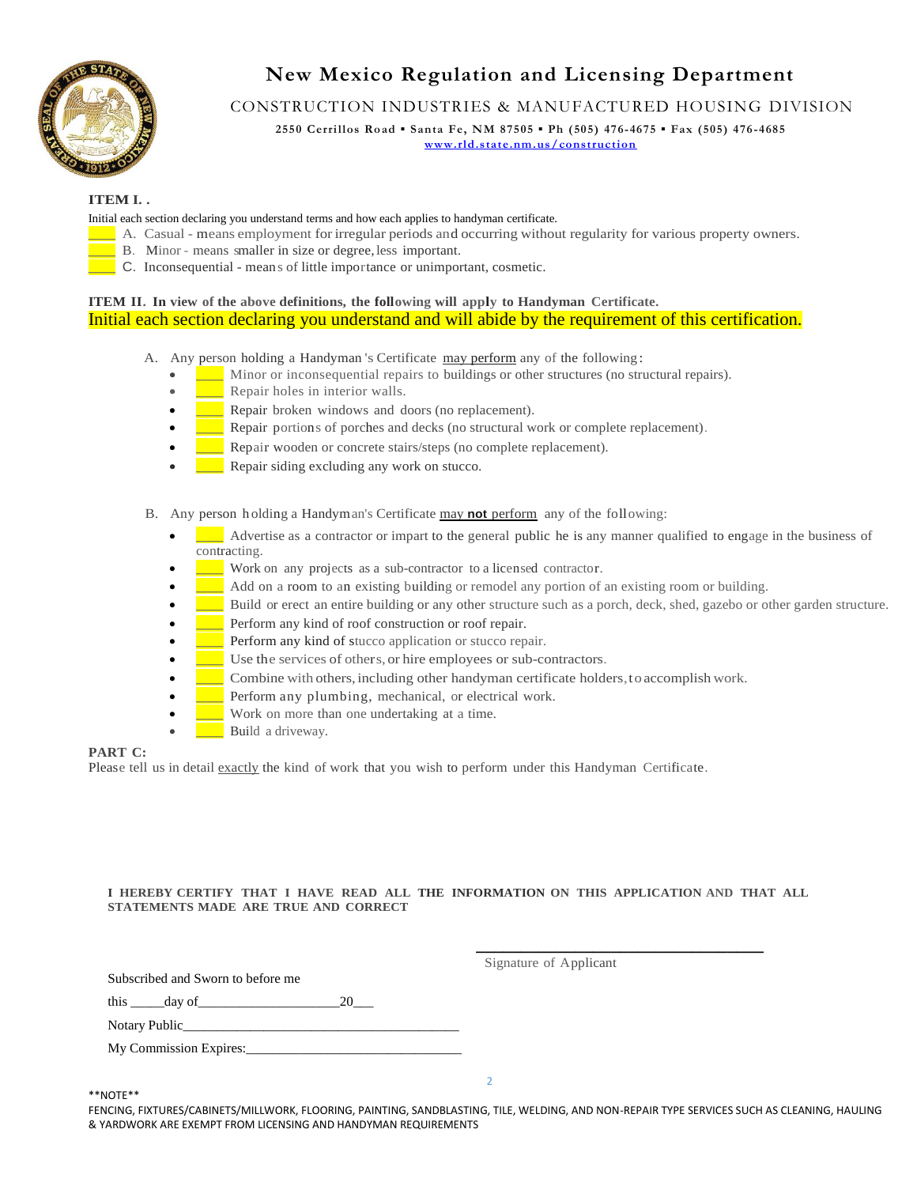# New Mexico Regulation and Licensing Department

## CONSTRUCTION INDUSTRIES & MANUFACTURED HOUSING DIVISION

**2550 Cerrillos Road ▪ Santa Fe, NM 87505 ▪ Ph (505) 476-4675 ▪ Fax (505) 476-4685**

www.rld.state.nm.us/construction

**ITEM I. .**

Initial each section declaring you understand terms and how each applies to handyman certificate.

____ A. Casual - means employment for irregular periods and occurring without regularity for various property owners.

____ B. Minor - means smaller in size or degree, less important.

____ C. Inconsequential - means of little importance or unimportant, cosmetic.

**ITEM II. In view of the above definitions, the following will apply to Handyman Certificate.**

Initial each section declaring you understand and will abide by the requirement of this certification.

A. Any person holding a Handyman's Certificate may perform any of the following:

- ____ Minor or inconsequential repairs to buildings or other structures (no structural repairs).
- ____ Repair holes in interior walls.
- ____ Repair broken windows and doors (no replacement).
- ____ Repair portions of porches and decks (no structural work or complete replacement).
- ____ Repair wooden or concrete stairs/steps (no complete replacement).
- ____ Repair siding excluding any work on stucco.

B. Any person holding a Handyman's Certificate may **not** perform any of the following:

- ____ Advertise as a contractor or impart to the general public he is any manner qualified to engage in the business of contracting.
- ____ Work on any projects as a sub-contractor to a licensed contractor.
- ____ Add on a room to an existing building or remodel any portion of an existing room or building.
- ____ Build or erect an entire building or any other structure such as a porch, deck, shed, gazebo or other garden structure.
- ____ Perform any kind of roof construction or roof repair.
- ____ Perform any kind of stucco application or stucco repair.
- ____ Use the services of others, or hire employees or sub-contractors.
- ____ Combine with others, including other handyman certificate holders, to accomplish work.
- ____ Perform any plumbing, mechanical, or electrical work.
- ____ Work on more than one undertaking at a time.
- ____ Build a driveway.

**PART C:**

Please tell us in detail exactly the kind of work that you wish to perform under this Handyman Certificate.

**I HEREBY CERTIFY THAT I HAVE READ ALL THE INFORMATION ON THIS APPLICATION AND THAT ALL STATEMENTS MADE ARE TRUE AND CORRECT**

________________________________________

Signature of Applicant

Subscribed and Sworn to before me

this _____day of____________________20___

Notary Public_________________________________________

My Commission Expires:________________________________

**NOTE**

FENCING, FIXTURES/CABINETS/MILLWORK, FLOORING, PAINTING, SANDBLASTING, TILE, WELDING, AND NON-REPAIR TYPE SERVICES SUCH AS CLEANING, HAULING & YARDWORK ARE EXEMPT FROM LICENSING AND HANDYMAN REQUIREMENTS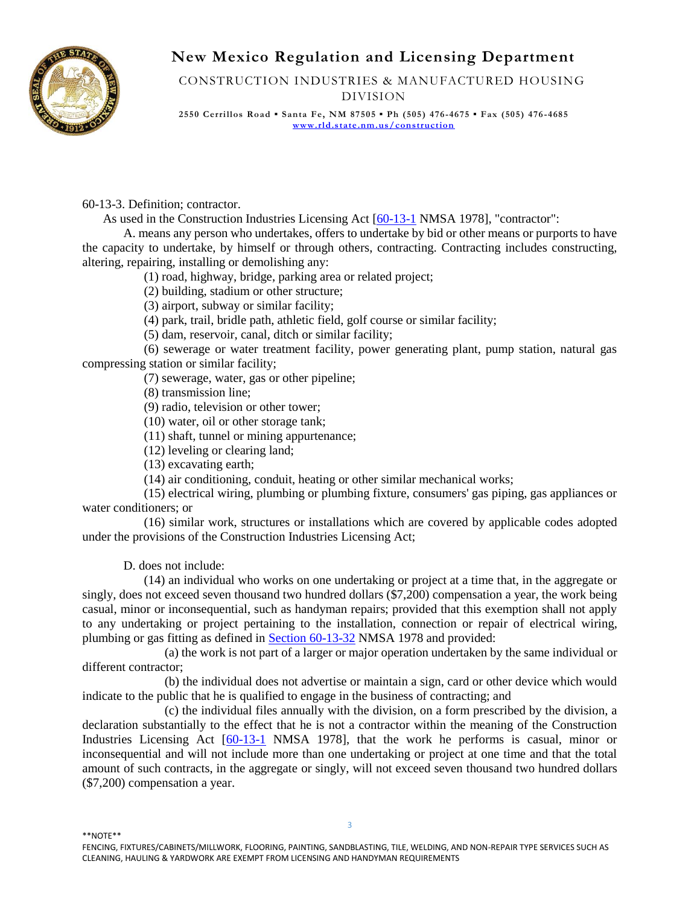# New Mexico Regulation and Licensing Department

CONSTRUCTION INDUSTRIES & MANUFACTURED HOUSING DIVISION

**2550 Cerrillos Road ▪ Santa Fe, NM 87505 ▪ Ph (505) 476-4675 ▪ Fax (505) 476-4685**
**www.rld.state.nm.us/construction**

60-13-3. Definition; contractor.

As used in the Construction Industries Licensing Act [60-13-1 NMSA 1978], "contractor":

A. means any person who undertakes, offers to undertake by bid or other means or purports to have the capacity to undertake, by himself or through others, contracting. Contracting includes constructing, altering, repairing, installing or demolishing any:

(1) road, highway, bridge, parking area or related project;

(2) building, stadium or other structure;

(3) airport, subway or similar facility;

(4) park, trail, bridle path, athletic field, golf course or similar facility;

(5) dam, reservoir, canal, ditch or similar facility;

(6) sewerage or water treatment facility, power generating plant, pump station, natural gas compressing station or similar facility;

(7) sewerage, water, gas or other pipeline;

(8) transmission line;

(9) radio, television or other tower;

(10) water, oil or other storage tank;

(11) shaft, tunnel or mining appurtenance;

(12) leveling or clearing land;

(13) excavating earth;

(14) air conditioning, conduit, heating or other similar mechanical works;

(15) electrical wiring, plumbing or plumbing fixture, consumers' gas piping, gas appliances or water conditioners; or

(16) similar work, structures or installations which are covered by applicable codes adopted under the provisions of the Construction Industries Licensing Act;

D. does not include:

(14) an individual who works on one undertaking or project at a time that, in the aggregate or singly, does not exceed seven thousand two hundred dollars ($7,200) compensation a year, the work being casual, minor or inconsequential, such as handyman repairs; provided that this exemption shall not apply to any undertaking or project pertaining to the installation, connection or repair of electrical wiring, plumbing or gas fitting as defined in Section 60-13-32 NMSA 1978 and provided:

(a) the work is not part of a larger or major operation undertaken by the same individual or different contractor;

(b) the individual does not advertise or maintain a sign, card or other device which would indicate to the public that he is qualified to engage in the business of contracting; and

(c) the individual files annually with the division, on a form prescribed by the division, a declaration substantially to the effect that he is not a contractor within the meaning of the Construction Industries Licensing Act [60-13-1 NMSA 1978], that the work he performs is casual, minor or inconsequential and will not include more than one undertaking or project at one time and that the total amount of such contracts, in the aggregate or singly, will not exceed seven thousand two hundred dollars ($7,200) compensation a year.

**NOTE**

FENCING, FIXTURES/CABINETS/MILLWORK, FLOORING, PAINTING, SANDBLASTING, TILE, WELDING, AND NON-REPAIR TYPE SERVICES SUCH AS CLEANING, HAULING & YARDWORK ARE EXEMPT FROM LICENSING AND HANDYMAN REQUIREMENTS